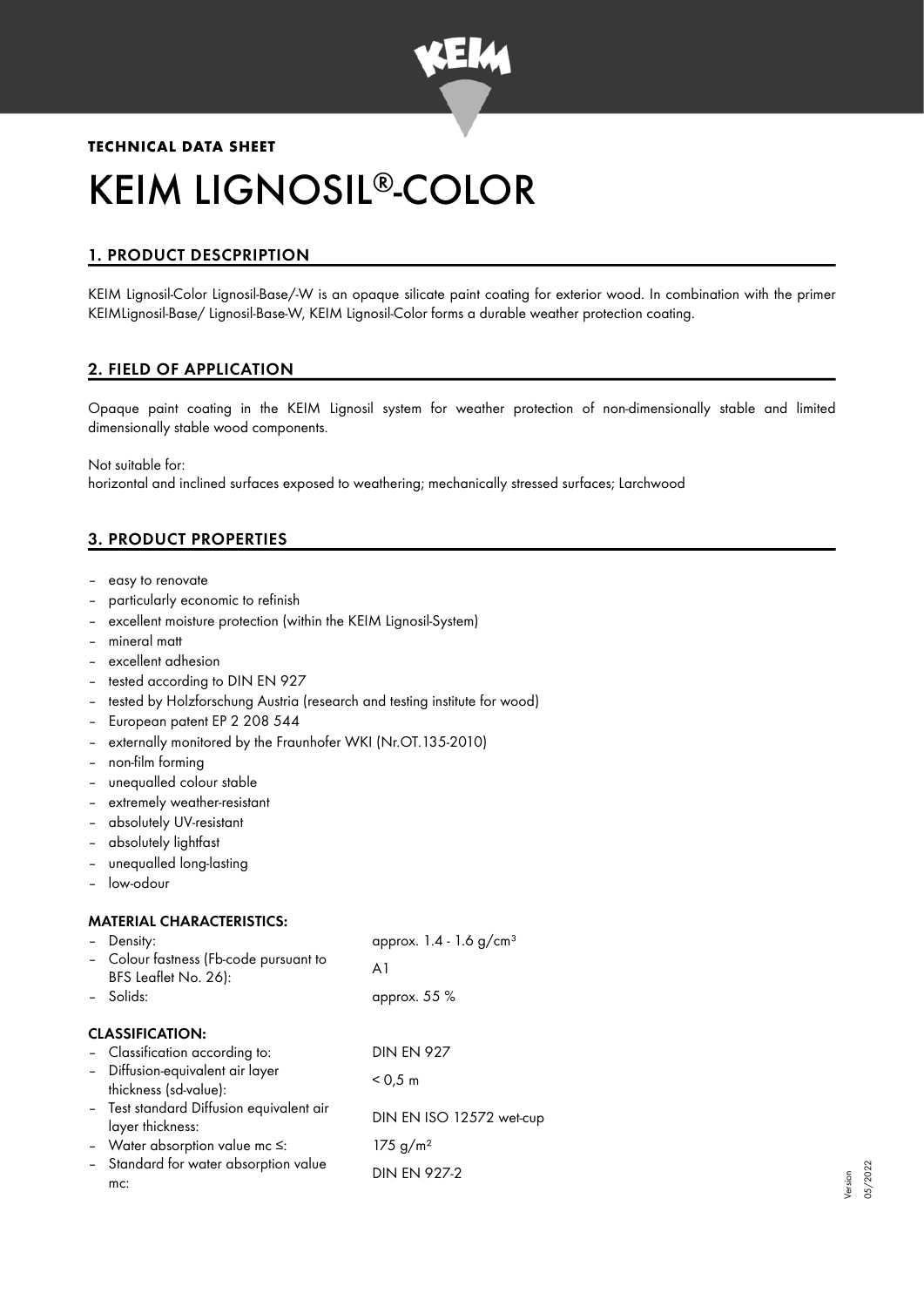**TECHNICAL DATA SHEET**

# KEIM LIGNOSIL®-COLOR

## 1. PRODUCT DESCPRIPTION

KEIM Lignosil-Color Lignosil-Base/-W is an opaque silicate paint coating for exterior wood. In combination with the primer KEIMLignosil-Base/ Lignosil-Base-W, KEIM Lignosil-Color forms a durable weather protection coating.

## 2. FIELD OF APPLICATION

Opaque paint coating in the KEIM Lignosil system for weather protection of non-dimensionally stable and limited dimensionally stable wood components.

Not suitable for:
horizontal and inclined surfaces exposed to weathering; mechanically stressed surfaces; Larchwood

## 3. PRODUCT PROPERTIES

- easy to renovate
- particularly economic to refinish
- excellent moisture protection (within the KEIM Lignosil-System)
- mineral matt
- excellent adhesion
- tested according to DIN EN 927
- tested by Holzforschung Austria (research and testing institute for wood)
- European patent EP 2 208 544
- externally monitored by the Fraunhofer WKI (Nr.OT.135-2010)
- non-film forming
- unequalled colour stable
- extremely weather-resistant
- absolutely UV-resistant
- absolutely lightfast
- unequalled long-lasting
- low-odour

### MATERIAL CHARACTERISTICS:

| | |
|---|---|
| – Density: | approx. 1.4 - 1.6 g/cm³ |
| – Colour fastness (Fb-code pursuant to BFS Leaflet No. 26): | A1 |
| – Solids: | approx. 55 % |

### CLASSIFICATION:

| | |
|---|---|
| – Classification according to: | DIN EN 927 |
| – Diffusion-equivalent air layer thickness (sd-value): | < 0,5 m |
| – Test standard Diffusion equivalent air layer thickness: | DIN EN ISO 12572 wet-cup |
| – Water absorption value mc ≤: | 175 g/m² |
| – Standard for water absorption value mc: | DIN EN 927-2 |

Version 05/2022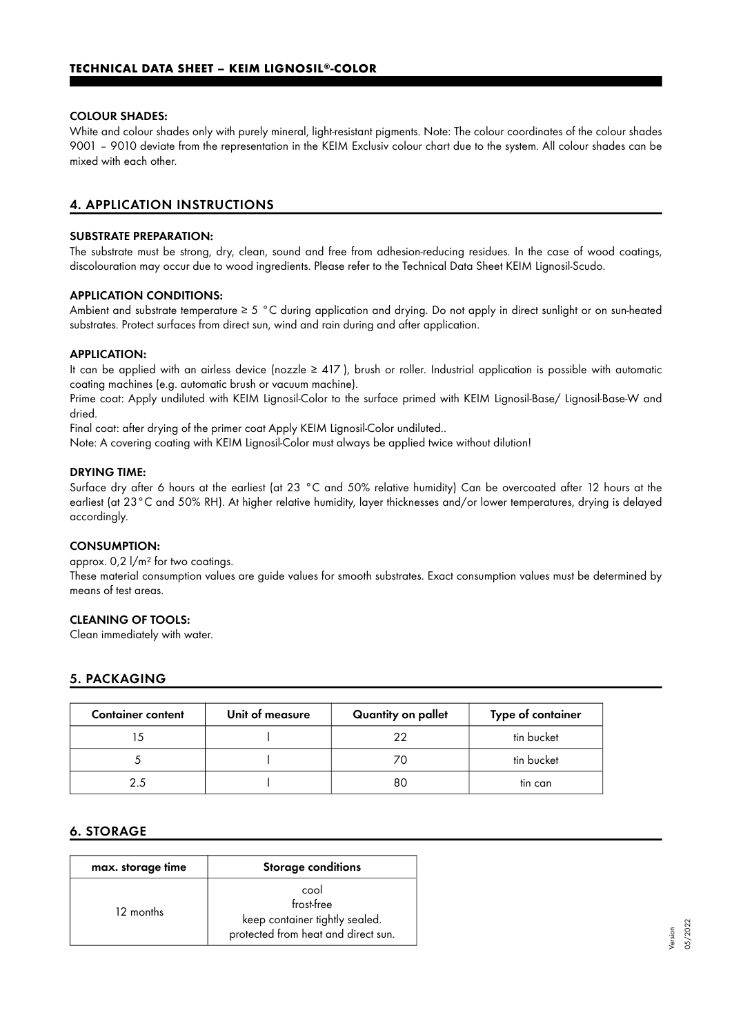#### COLOUR SHADES:

White and colour shades only with purely mineral, light-resistant pigments. Note: The colour coordinates of the colour shades 9001 – 9010 deviate from the representation in the KEIM Exclusiv colour chart due to the system. All colour shades can be mixed with each other.

## 4. APPLICATION INSTRUCTIONS

#### SUBSTRATE PREPARATION:

The substrate must be strong, dry, clean, sound and free from adhesion-reducing residues. In the case of wood coatings, discolouration may occur due to wood ingredients. Please refer to the Technical Data Sheet KEIM Lignosil-Scudo.

#### APPLICATION CONDITIONS:

Ambient and substrate temperature ≥ 5 °C during application and drying. Do not apply in direct sunlight or on sun-heated substrates. Protect surfaces from direct sun, wind and rain during and after application.

#### APPLICATION:

It can be applied with an airless device (nozzle ≥ 417 ), brush or roller. Industrial application is possible with automatic coating machines (e.g. automatic brush or vacuum machine).

Prime coat: Apply undiluted with KEIM Lignosil-Color to the surface primed with KEIM Lignosil-Base/ Lignosil-Base-W and dried.

Final coat: after drying of the primer coat Apply KEIM Lignosil-Color undiluted..

Note: A covering coating with KEIM Lignosil-Color must always be applied twice without dilution!

#### DRYING TIME:

Surface dry after 6 hours at the earliest (at 23 °C and 50% relative humidity) Can be overcoated after 12 hours at the earliest (at 23°C and 50% RH). At higher relative humidity, layer thicknesses and/or lower temperatures, drying is delayed accordingly.

#### CONSUMPTION:

approx. 0,2 l/m² for two coatings.

These material consumption values are guide values for smooth substrates. Exact consumption values must be determined by means of test areas.

#### CLEANING OF TOOLS:

Clean immediately with water.

## 5. PACKAGING

| Container content | Unit of measure | Quantity on pallet | Type of container |
|---|---|---|---|
| 15 | l | 22 | tin bucket |
| 5 | l | 70 | tin bucket |
| 2.5 | l | 80 | tin can |

## 6. STORAGE

| max. storage time | Storage conditions |
|---|---|
| 12 months | cool<br>frost-free<br>keep container tightly sealed.<br>protected from heat and direct sun. |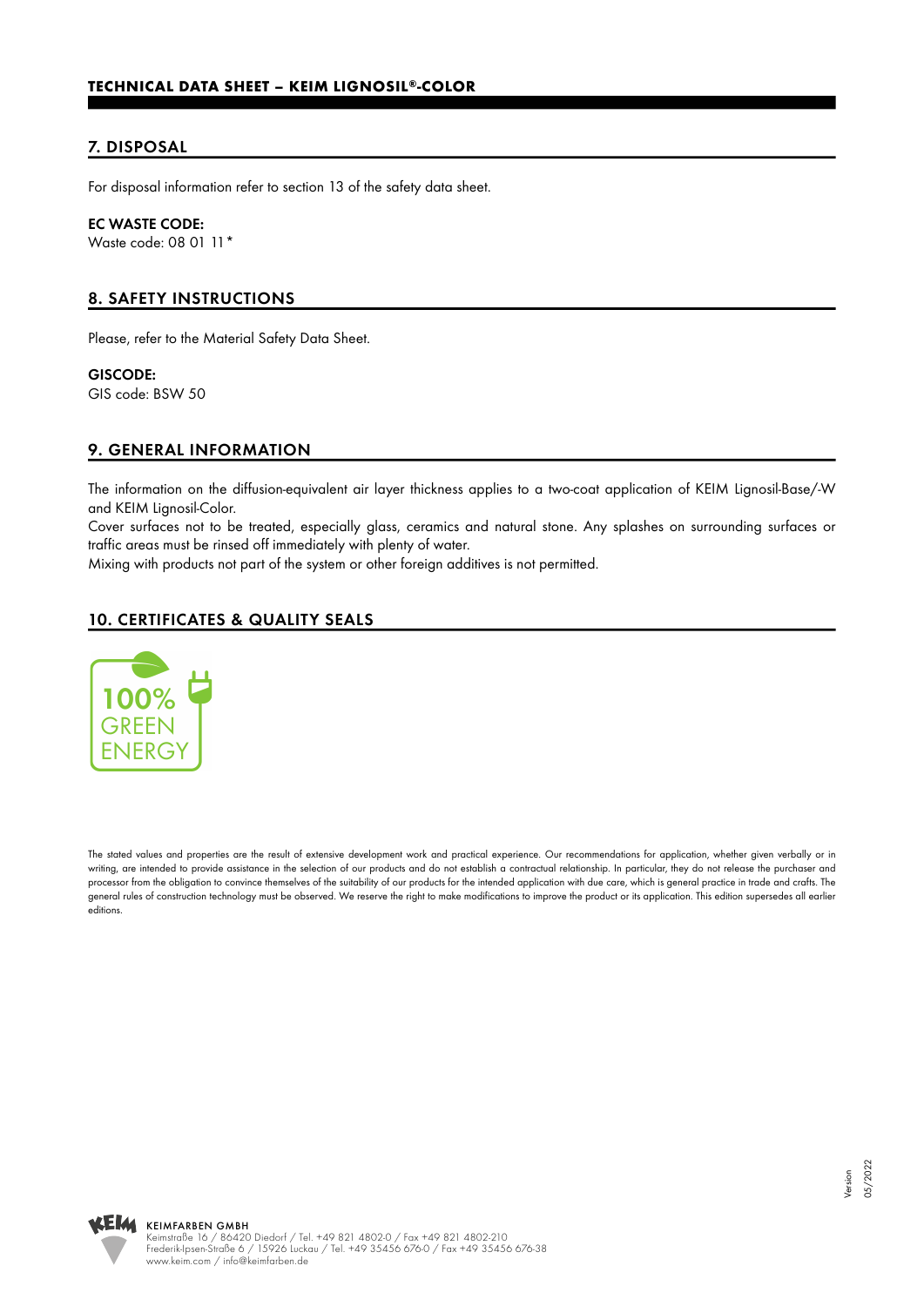## 7. DISPOSAL

For disposal information refer to section 13 of the safety data sheet.

**EC WASTE CODE:**
Waste code: 08 01 11*

## 8. SAFETY INSTRUCTIONS

Please, refer to the Material Safety Data Sheet.

**GISCODE:**
GIS code: BSW 50

## 9. GENERAL INFORMATION

The information on the diffusion-equivalent air layer thickness applies to a two-coat application of KEIM Lignosil-Base/-W and KEIM Lignosil-Color.
Cover surfaces not to be treated, especially glass, ceramics and natural stone. Any splashes on surrounding surfaces or traffic areas must be rinsed off immediately with plenty of water.
Mixing with products not part of the system or other foreign additives is not permitted.

## 10. CERTIFICATES & QUALITY SEALS

100% GREEN ENERGY

The stated values and properties are the result of extensive development work and practical experience. Our recommendations for application, whether given verbally or in writing, are intended to provide assistance in the selection of our products and do not establish a contractual relationship. In particular, they do not release the purchaser and processor from the obligation to convince themselves of the suitability of our products for the intended application with due care, which is general practice in trade and crafts. The general rules of construction technology must be observed. We reserve the right to make modifications to improve the product or its application. This edition supersedes all earlier editions.

KEIMFARBEN GMBH
Keimstraße 16 / 86420 Diedorf / Tel. +49 821 4802-0 / Fax +49 821 4802-210
Frederik-Ipsen-Straße 6 / 15926 Luckau / Tel. +49 35456 676-0 / Fax +49 35456 676-38
www.keim.com / info@keimfarben.de

Version 05/2022